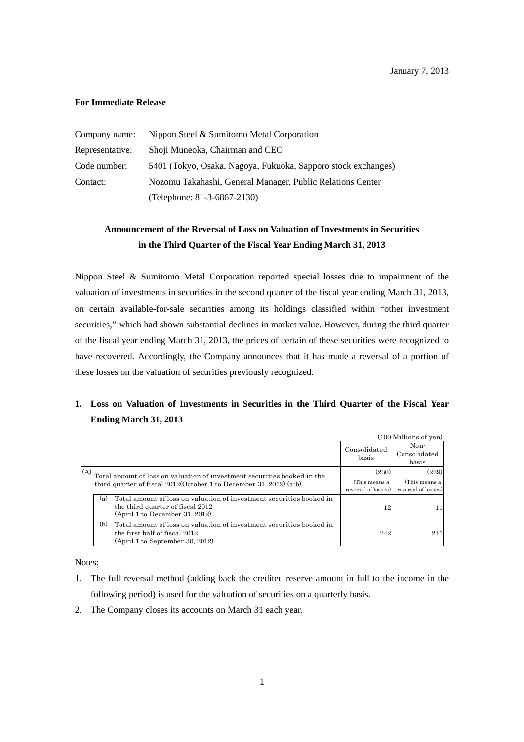January 7, 2013

**For Immediate Release**

| | |
|---|---|
| Company name: | Nippon Steel & Sumitomo Metal Corporation |
| Representative: | Shoji Muneoka, Chairman and CEO |
| Code number: | 5401 (Tokyo, Osaka, Nagoya, Fukuoka, Sapporo stock exchanges) |
| Contact: | Nozomu Takahashi, General Manager, Public Relations Center |
| | (Telephone: 81-3-6867-2130) |

## Announcement of the Reversal of Loss on Valuation of Investments in Securities in the Third Quarter of the Fiscal Year Ending March 31, 2013

Nippon Steel & Sumitomo Metal Corporation reported special losses due to impairment of the valuation of investments in securities in the second quarter of the fiscal year ending March 31, 2013, on certain available-for-sale securities among its holdings classified within "other investment securities," which had shown substantial declines in market value. However, during the third quarter of the fiscal year ending March 31, 2013, the prices of certain of these securities were recognized to have recovered. Accordingly, the Company announces that it has made a reversal of a portion of these losses on the valuation of securities previously recognized.

### 1. Loss on Valuation of Investments in Securities in the Third Quarter of the Fiscal Year Ending March 31, 2013

(100 Millions of yen)

| | Consolidated basis | Non-Consolidated basis |
|---|---|---|
| (A) Total amount of loss on valuation of investment securities booked in the third quarter of fiscal 2012(October 1 to December 31, 2012) (a-b) | (230) (This means a reversal of losses) | (229) (This means a reversal of losses) |
| (a) Total amount of loss on valuation of investment securities booked in the third quarter of fiscal 2012 (April 1 to December 31, 2012) | 12 | 11 |
| (b) Total amount of loss on valuation of investment securities booked in the first half of fiscal 2012 (April 1 to September 30, 2012) | 242 | 241 |

Notes:

1. The full reversal method (adding back the credited reserve amount in full to the income in the following period) is used for the valuation of securities on a quarterly basis.
2. The Company closes its accounts on March 31 each year.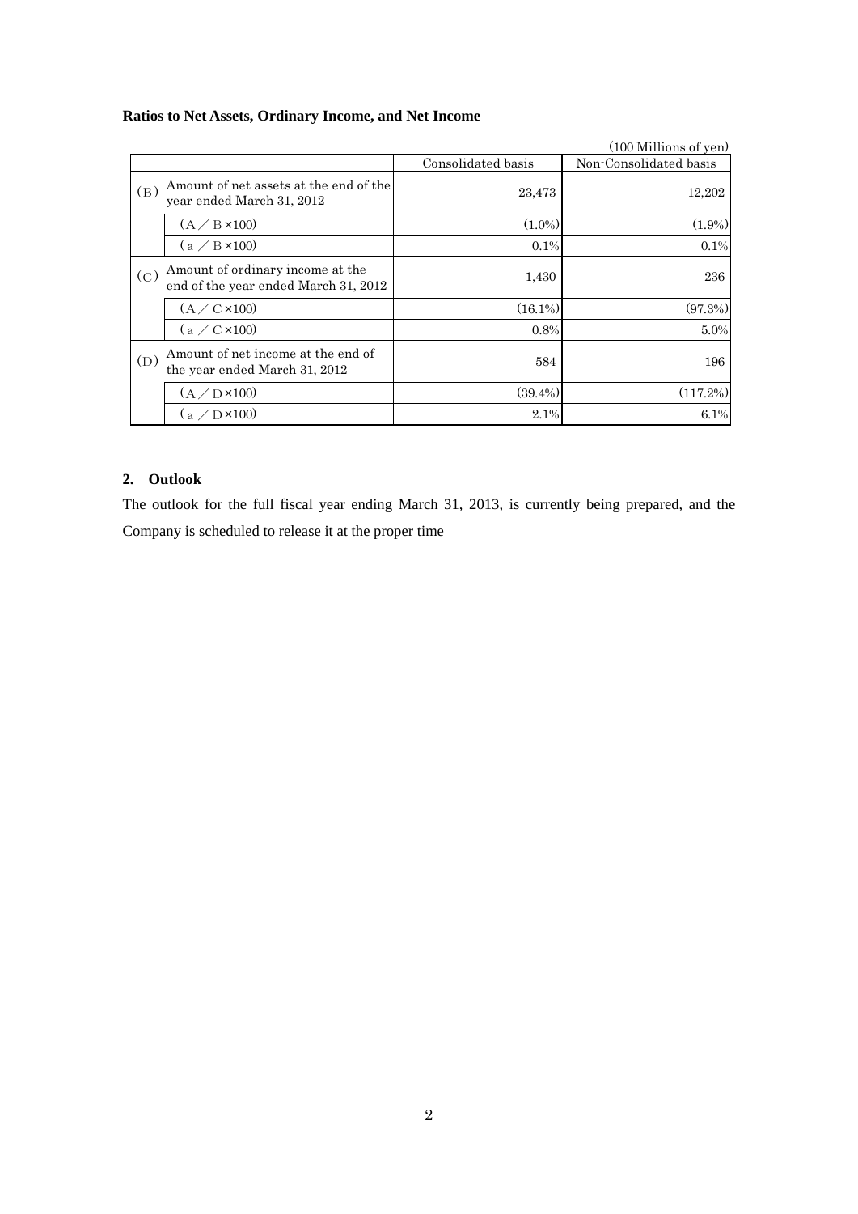**Ratios to Net Assets, Ordinary Income, and Net Income**

(100 Millions of yen)

| | | Consolidated basis | Non-Consolidated basis |
|---|---|---|---|
| (B) | Amount of net assets at the end of the year ended March 31, 2012 | 23,473 | 12,202 |
| | (A ／ B ×100) | (1.0%) | (1.9%) |
| | ( a ／ B ×100) | 0.1% | 0.1% |
| (C) | Amount of ordinary income at the end of the year ended March 31, 2012 | 1,430 | 236 |
| | (A ／ C ×100) | (16.1%) | (97.3%) |
| | ( a ／ C ×100) | 0.8% | 5.0% |
| (D) | Amount of net income at the end of the year ended March 31, 2012 | 584 | 196 |
| | (A ／ D ×100) | (39.4%) | (117.2%) |
| | ( a ／ D ×100) | 2.1% | 6.1% |

## 2. Outlook

The outlook for the full fiscal year ending March 31, 2013, is currently being prepared, and the Company is scheduled to release it at the proper time